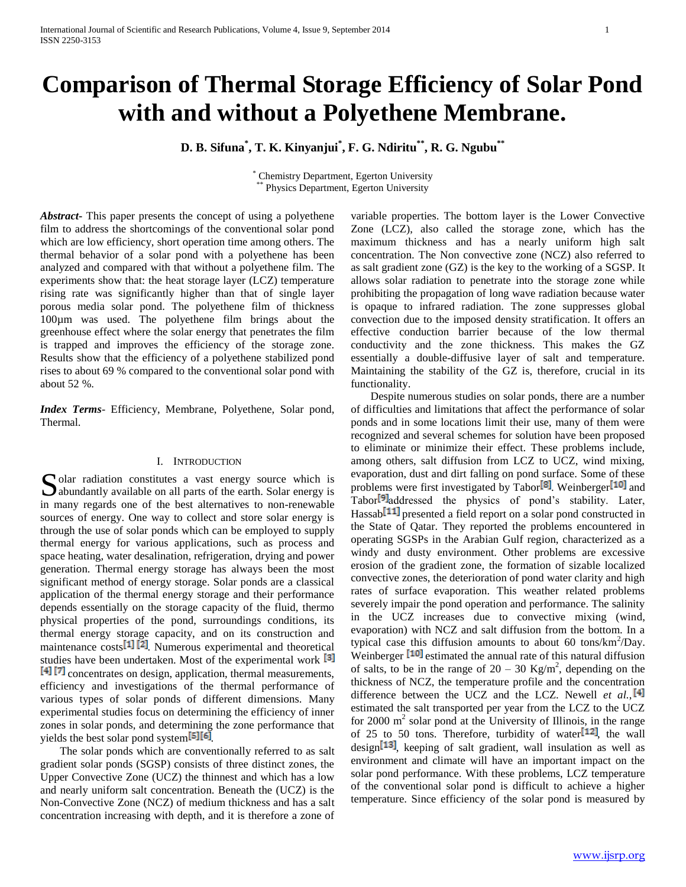# Comparison of Thermal Storage Efficiency of Solar Pond with and without a Polyethene Membrane.

**D. B. Sifuna[*], T. K. Kinyanjui[*], F. G. Ndiritu[**], R. G. Ngubu[**]**

[*] Chemistry Department, Egerton University
[**] Physics Department, Egerton University

***Abstract-*** This paper presents the concept of using a polyethene film to address the shortcomings of the conventional solar pond which are low efficiency, short operation time among others. The thermal behavior of a solar pond with a polyethene has been analyzed and compared with that without a polyethene film. The experiments show that: the heat storage layer (LCZ) temperature rising rate was significantly higher than that of single layer porous media solar pond. The polyethene film of thickness 100µm was used. The polyethene film brings about the greenhouse effect where the solar energy that penetrates the film is trapped and improves the efficiency of the storage zone. Results show that the efficiency of a polyethene stabilized pond rises to about 69 % compared to the conventional solar pond with about 52 %.

***Index Terms-*** Efficiency, Membrane, Polyethene, Solar pond, Thermal.

## I. Introduction

Solar radiation constitutes a vast energy source which is abundantly available on all parts of the earth. Solar energy is in many regards one of the best alternatives to non-renewable sources of energy. One way to collect and store solar energy is through the use of solar ponds which can be employed to supply thermal energy for various applications, such as process and space heating, water desalination, refrigeration, drying and power generation. Thermal energy storage has always been the most significant method of energy storage. Solar ponds are a classical application of the thermal energy storage and their performance depends essentially on the storage capacity of the fluid, thermo physical properties of the pond, surroundings conditions, its thermal energy storage capacity, and on its construction and maintenance costs[1] [2]. Numerous experimental and theoretical studies have been undertaken. Most of the experimental work [3] [4] [7] concentrates on design, application, thermal measurements, efficiency and investigations of the thermal performance of various types of solar ponds of different dimensions. Many experimental studies focus on determining the efficiency of inner zones in solar ponds, and determining the zone performance that yields the best solar pond system[5][6].

The solar ponds which are conventionally referred to as salt gradient solar ponds (SGSP) consists of three distinct zones, the Upper Convective Zone (UCZ) the thinnest and which has a low and nearly uniform salt concentration. Beneath the (UCZ) is the Non-Convective Zone (NCZ) of medium thickness and has a salt concentration increasing with depth, and it is therefore a zone of variable properties. The bottom layer is the Lower Convective Zone (LCZ), also called the storage zone, which has the maximum thickness and has a nearly uniform high salt concentration. The Non convective zone (NCZ) also referred to as salt gradient zone (GZ) is the key to the working of a SGSP. It allows solar radiation to penetrate into the storage zone while prohibiting the propagation of long wave radiation because water is opaque to infrared radiation. The zone suppresses global convection due to the imposed density stratification. It offers an effective conduction barrier because of the low thermal conductivity and the zone thickness. This makes the GZ essentially a double-diffusive layer of salt and temperature. Maintaining the stability of the GZ is, therefore, crucial in its functionality.

Despite numerous studies on solar ponds, there are a number of difficulties and limitations that affect the performance of solar ponds and in some locations limit their use, many of them were recognized and several schemes for solution have been proposed to eliminate or minimize their effect. These problems include, among others, salt diffusion from LCZ to UCZ, wind mixing, evaporation, dust and dirt falling on pond surface. Some of these problems were first investigated by Tabor[8]. Weinberger[10] and Tabor[9]addressed the physics of pond's stability. Later, Hassab[11] presented a field report on a solar pond constructed in the State of Qatar. They reported the problems encountered in operating SGSPs in the Arabian Gulf region, characterized as a windy and dusty environment. Other problems are excessive erosion of the gradient zone, the formation of sizable localized convective zones, the deterioration of pond water clarity and high rates of surface evaporation. This weather related problems severely impair the pond operation and performance. The salinity in the UCZ increases due to convective mixing (wind, evaporation) with NCZ and salt diffusion from the bottom. In a typical case this diffusion amounts to about 60 tons/km$^2$/Day. Weinberger [10] estimated the annual rate of this natural diffusion of salts, to be in the range of 20 – 30 Kg/m$^2$, depending on the thickness of NCZ, the temperature profile and the concentration difference between the UCZ and the LCZ. Newell *et al.,*[4] estimated the salt transported per year from the LCZ to the UCZ for 2000 m$^2$ solar pond at the University of Illinois, in the range of 25 to 50 tons. Therefore, turbidity of water[12], the wall design[13], keeping of salt gradient, wall insulation as well as environment and climate will have an important impact on the solar pond performance. With these problems, LCZ temperature of the conventional solar pond is difficult to achieve a higher temperature. Since efficiency of the solar pond is measured by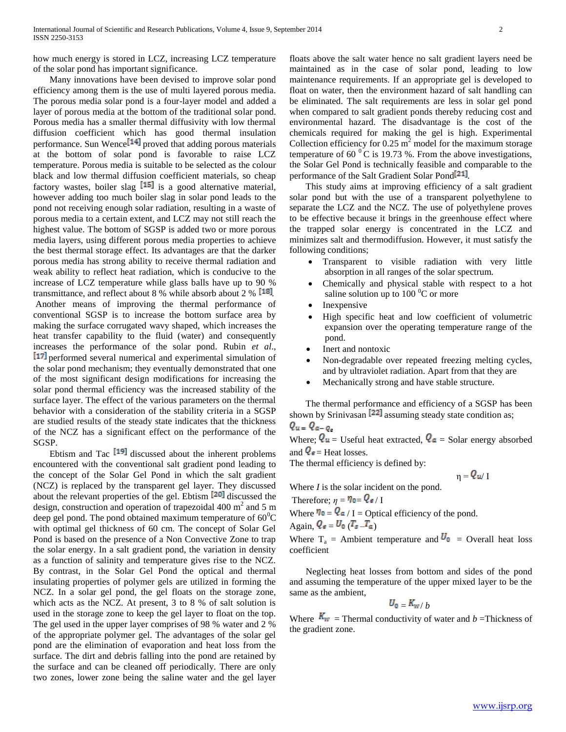how much energy is stored in LCZ, increasing LCZ temperature of the solar pond has important significance.

Many innovations have been devised to improve solar pond efficiency among them is the use of multi layered porous media. The porous media solar pond is a four-layer model and added a layer of porous media at the bottom of the traditional salt pond. Porous media has a smaller thermal diffusivity with low thermal diffusion coefficient which has good thermal insulation performance. Sun Wence[14] proved that adding porous materials at the bottom of solar pond is favorable to raise LCZ temperature. Porous media is suitable to be selected as the colour black and low thermal diffusion coefficient materials, so cheap factory wastes, boiler slag [15] is a good alternative material, however adding too much boiler slag in solar pond leads to the pond not receiving enough solar radiation, resulting in a waste of porous media to a certain extent, and LCZ may not still reach the highest value. The bottom of SGSP is added two or more porous media layers, using different porous media properties to achieve the best thermal storage effect. Its advantages are that the darker porous media has strong ability to receive thermal radiation and weak ability to reflect heat radiation, which is conducive to the increase of LCZ temperature while glass balls have up to 90 % transmittance, and reflect about 8 % while absorb about 2 % [18]. Another means of improving the thermal performance of conventional SGSP is to increase the bottom surface area by making the surface corrugated wavy shaped, which increases the heat transfer capability to the fluid (water) and consequently increases the performance of the solar pond. Rubin *et al*., [17] performed several numerical and experimental simulation of the solar pond mechanism; they eventually demonstrated that one of the most significant design modifications for increasing the solar pond thermal efficiency was the increased stability of the surface layer. The effect of the various parameters on the thermal behavior with a consideration of the stability criteria in a SGSP are studied results of the steady state indicates that the thickness of the NCZ has a significant effect on the performance of the SGSP.

Ebtism and Tac [19] discussed about the inherent problems encountered with the conventional salt gradient pond leading to the concept of the Solar Gel Pond in which the salt gradient (NCZ) is replaced by the transparent gel layer. They discussed about the relevant properties of the gel. Ebtism [20] discussed the design, construction and operation of trapezoidal 400 $m^2$ and 5 m deep gel pond. The pond obtained maximum temperature of $60^0$C with optimal gel thickness of 60 cm. The concept of Solar Gel Pond is based on the presence of a Non Convective Zone to trap the solar energy. In a salt gradient pond, the variation in density as a function of salinity and temperature gives rise to the NCZ. By contrast, in the Solar Gel Pond the optical and thermal insulating properties of polymer gels are utilized in forming the NCZ. In a solar gel pond, the gel floats on the storage zone, which acts as the NCZ. At present, 3 to 8 % of salt solution is used in the storage zone to keep the gel layer to float on the top. The gel used in the upper layer comprises of 98 % water and 2 % of the appropriate polymer gel. The advantages of the solar gel pond are the elimination of evaporation and heat loss from the surface. The dirt and debris falling into the pond are retained by the surface and can be cleaned off periodically. There are only two zones, lower zone being the saline water and the gel layer floats above the salt water hence no salt gradient layers need be maintained as in the case of solar pond, leading to low maintenance requirements. If an appropriate gel is developed to float on water, then the environment hazard of salt handling can be eliminated. The salt requirements are less in solar gel pond when compared to salt gradient ponds thereby reducing cost and environmental hazard. The disadvantage is the cost of the chemicals required for making the gel is high. Experimental Collection efficiency for 0.25 $m^2$ model for the maximum storage temperature of 60 $^0$C is 19.73 %. From the above investigations, the Solar Gel Pond is technically feasible and comparable to the performance of the Salt Gradient Solar Pond[21].

This study aims at improving efficiency of a salt gradient solar pond but with the use of a transparent polyethylene to separate the LCZ and the NCZ. The use of polyethylene proves to be effective because it brings in the greenhouse effect where the trapped solar energy is concentrated in the LCZ and minimizes salt and thermodiffusion. However, it must satisfy the following conditions;

- Transparent to visible radiation with very little absorption in all ranges of the solar spectrum.
- Chemically and physical stable with respect to a hot saline solution up to 100 $^0$C or more
- Inexpensive
- High specific heat and low coefficient of volumetric expansion over the operating temperature range of the pond.
- Inert and nontoxic
- Non-degradable over repeated freezing melting cycles, and by ultraviolet radiation. Apart from that they are
- Mechanically strong and have stable structure.

The thermal performance and efficiency of a SGSP has been shown by Srinivasan [22] assuming steady state condition as;

$$Q_u = Q_a - Q_e$$

Where; $Q_u$ = Useful heat extracted, $Q_a$ = Solar energy absorbed and $Q_e$ = Heat losses.

The thermal efficiency is defined by:

$$\eta = Q_u / I$$

Where *I* is the solar incident on the pond.

Therefore; $\eta = \eta_0 = Q_e / I$

Where $\eta_0 = Q_a / I$ = Optical efficiency of the pond.

Again, $Q_e = U_0 (T_s - T_a)$

Where $T_a$ = Ambient temperature and $U_0$ = Overall heat loss coefficient

Neglecting heat losses from bottom and sides of the pond and assuming the temperature of the upper mixed layer to be the same as the ambient,

$$U_0 = K_w / b$$

Where $K_w$ = Thermal conductivity of water and *b* =Thickness of the gradient zone.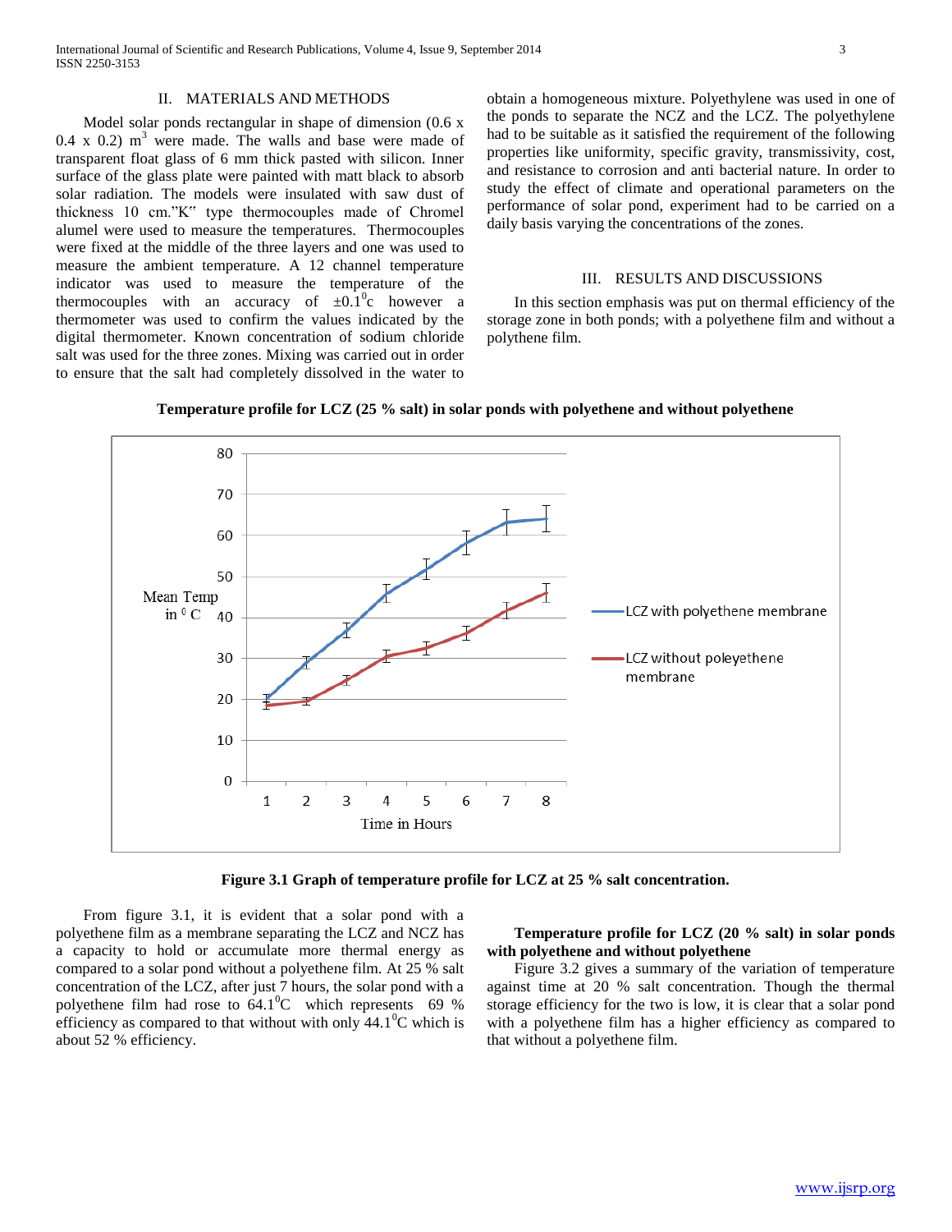## II. MATERIALS AND METHODS

Model solar ponds rectangular in shape of dimension (0.6 x 0.4 x 0.2) $m^3$ were made. The walls and base were made of transparent float glass of 6 mm thick pasted with silicon. Inner surface of the glass plate were painted with matt black to absorb solar radiation. The models were insulated with saw dust of thickness 10 cm."K" type thermocouples made of Chromel alumel were used to measure the temperatures. Thermocouples were fixed at the middle of the three layers and one was used to measure the ambient temperature. A 12 channel temperature indicator was used to measure the temperature of the thermocouples with an accuracy of $\pm 0.1^0$c however a thermometer was used to confirm the values indicated by the digital thermometer. Known concentration of sodium chloride salt was used for the three zones. Mixing was carried out in order to ensure that the salt had completely dissolved in the water to obtain a homogeneous mixture. Polyethylene was used in one of the ponds to separate the NCZ and the LCZ. The polyethylene had to be suitable as it satisfied the requirement of the following properties like uniformity, specific gravity, transmissivity, cost, and resistance to corrosion and anti bacterial nature. In order to study the effect of climate and operational parameters on the performance of solar pond, experiment had to be carried on a daily basis varying the concentrations of the zones.

## III. RESULTS AND DISCUSSIONS

In this section emphasis was put on thermal efficiency of the storage zone in both ponds; with a polyethene film and without a polyethene film.

**Temperature profile for LCZ (25 % salt) in solar ponds with polyethene and without polyethene**

Mean Temp in $^0$ C
80
70
60
50
40
30
20
10
0
1 2 3 4 5 6 7 8
Time in Hours
LCZ with polyethene membrane
LCZ without poleyethene membrane

**Figure 3.1 Graph of temperature profile for LCZ at 25 % salt concentration.**

From figure 3.1, it is evident that a solar pond with a polyethene film as a membrane separating the LCZ and NCZ has a capacity to hold or accumulate more thermal energy as compared to a solar pond without a polyethene film. At 25 % salt concentration of the LCZ, after just 7 hours, the solar pond with a polyethene film had rose to $64.1^0$C which represents 69 % efficiency as compared to that without with only $44.1^0$C which is about 52 % efficiency.

**Temperature profile for LCZ (20 % salt) in solar ponds with polyethene and without polyethene**

Figure 3.2 gives a summary of the variation of temperature against time at 20 % salt concentration. Though the thermal storage efficiency for the two is low, it is clear that a solar pond with a polyethene film has a higher efficiency as compared to that without a polyethene film.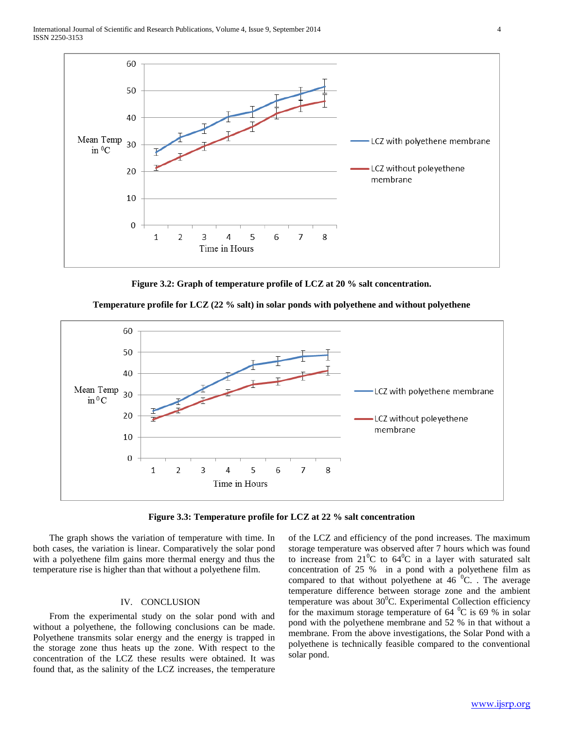60
50
40
30
20
10
0

Mean Temp in $^0$C

1 2 3 4 5 6 7 8

Time in Hours

LCZ with polyethene membrane

LCZ without poleyethene membrane

**Figure 3.2: Graph of temperature profile of LCZ at 20 % salt concentration.**

**Temperature profile for LCZ (22 % salt) in solar ponds with polyethene and without polyethene**

60
50
40
30
20
10
0

Mean Temp in $^0$C

1 2 3 4 5 6 7 8

Time in Hours

LCZ with polyethene membrane

LCZ without poleyethene membrane

**Figure 3.3: Temperature profile for LCZ at 22 % salt concentration**

The graph shows the variation of temperature with time. In both cases, the variation is linear. Comparatively the solar pond with a polyethene film gains more thermal energy and thus the temperature rise is higher than that without a polyethene film.

## IV. CONCLUSION

From the experimental study on the solar pond with and without a polyethene, the following conclusions can be made. Polyethene transmits solar energy and the energy is trapped in the storage zone thus heats up the zone. With respect to the concentration of the LCZ these results were obtained. It was found that, as the salinity of the LCZ increases, the temperature of the LCZ and efficiency of the pond increases. The maximum storage temperature was observed after 7 hours which was found to increase from 21$^0$C to 64$^0$C in a layer with saturated salt concentration of 25 % in a pond with a polyethene film as compared to that without polyethene at 46 $^0$C. . The average temperature difference between storage zone and the ambient temperature was about 30$^0$C. Experimental Collection efficiency for the maximum storage temperature of 64 $^0$C is 69 % in solar pond with the polyethene membrane and 52 % in that without a membrane. From the above investigations, the Solar Pond with a polyethene is technically feasible compared to the conventional solar pond.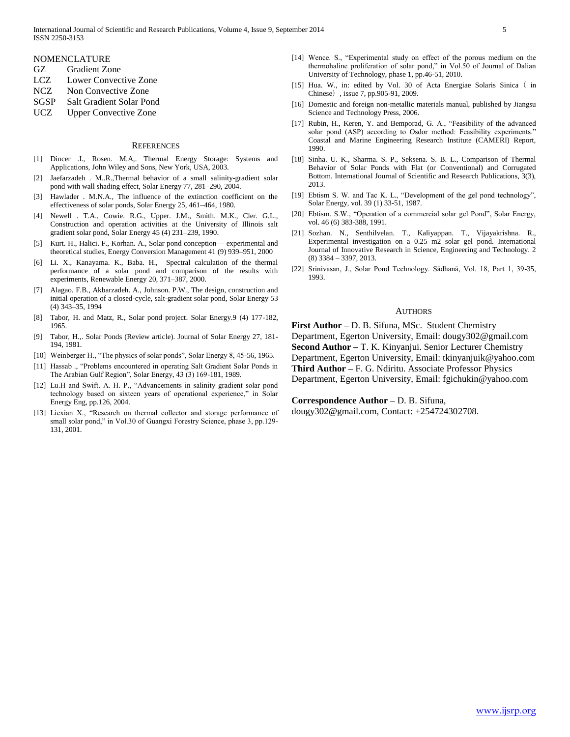## NOMENCLATURE

| | |
|---|---|
| GZ | Gradient Zone |
| LCZ | Lower Convective Zone |
| NCZ | Non Convective Zone |
| SGSP | Salt Gradient Solar Pond |
| UCZ | Upper Convective Zone |

## REFERENCES

[1] Dincer .I., Rosen. M.A,. Thermal Energy Storage: Systems and Applications, John Wiley and Sons, New York, USA, 2003.

[2] Jaefarzadeh . M..R.,Thermal behavior of a small salinity-gradient solar pond with wall shading effect, Solar Energy 77, 281–290, 2004.

[3] Hawlader . M.N.A., The influence of the extinction coefficient on the effectiveness of solar ponds, Solar Energy 25, 461–464, 1980.

[4] Newell . T.A., Cowie. R.G., Upper. J.M., Smith. M.K., Cler. G.L., Construction and operation activities at the University of Illinois salt gradient solar pond, Solar Energy 45 (4) 231–239, 1990.

[5] Kurt. H., Halici. F., Korhan. A., Solar pond conception— experimental and theoretical studies, Energy Conversion Management 41 (9) 939–951, 2000

[6] Li. X., Kanayama. K., Baba. H., Spectral calculation of the thermal performance of a solar pond and comparison of the results with experiments, Renewable Energy 20, 371–387, 2000.

[7] Alagao. F.B., Akbarzadeh. A., Johnson. P.W., The design, construction and initial operation of a closed-cycle, salt-gradient solar pond, Solar Energy 53 (4) 343–35, 1994

[8] Tabor, H. and Matz, R., Solar pond project. Solar Energy.9 (4) 177-182, 1965.

[9] Tabor, H.,. Solar Ponds (Review article). Journal of Solar Energy 27, 181-194, 1981.

[10] Weinberger H., "The physics of solar ponds", Solar Energy 8, 45-56, 1965.

[11] Hassab ., "Problems encountered in operating Salt Gradient Solar Ponds in The Arabian Gulf Region", Solar Energy, 43 (3) 169-181, 1989.

[12] Lu.H and Swift. A. H. P., "Advancements in salinity gradient solar pond technology based on sixteen years of operational experience," in Solar Energy Eng, pp.126, 2004.

[13] Liexian X., "Research on thermal collector and storage performance of small solar pond," in Vol.30 of Guangxi Forestry Science, phase 3, pp.129-131, 2001.

[14] Wence. S., "Experimental study on effect of the porous medium on the thermohaline proliferation of solar pond," in Vol.50 of Journal of Dalian University of Technology, phase 1, pp.46-51, 2010.

[15] Hua. W., in: edited by Vol. 30 of Acta Energiae Solaris Sinica（in Chinese）, issue 7, pp.905-91, 2009.

[16] Domestic and foreign non-metallic materials manual, published by Jiangsu Science and Technology Press, 2006.

[17] Rubin, H., Keren, Y. and Bemporad, G. A., "Feasibility of the advanced solar pond (ASP) according to Osdor method: Feasibility experiments." Coastal and Marine Engineering Research Institute (CAMERI) Report, 1990.

[18] Sinha. U. K., Sharma. S. P., Seksena. S. B. L., Comparison of Thermal Behavior of Solar Ponds with Flat (or Conventional) and Corrugated Bottom. International Journal of Scientific and Research Publications, 3(3), 2013.

[19] Ebtism S. W. and Tac K. L., "Development of the gel pond technology", Solar Energy, vol. 39 (1) 33-51, 1987.

[20] Ebtism. S.W., "Operation of a commercial solar gel Pond", Solar Energy, vol. 46 (6) 383-388, 1991.

[21] Sozhan. N., Senthilvelan. T., Kaliyappan. T., Vijayakrishna. R., Experimental investigation on a 0.25 m2 solar gel pond. International Journal of Innovative Research in Science, Engineering and Technology. 2 (8) 3384 – 3397, 2013.

[22] Srinivasan, J., Solar Pond Technology. Sādhanā, Vol. 18, Part 1, 39-35, 1993.

## AUTHORS

**First Author –** D. B. Sifuna, MSc. Student Chemistry Department, Egerton University, Email: dougy302@gmail.com

**Second Author –** T. K. Kinyanjui. Senior Lecturer Chemistry Department, Egerton University, Email: tkinyanjuik@yahoo.com

**Third Author –** F. G. Ndiritu. Associate Professor Physics Department, Egerton University, Email: fgichukin@yahoo.com

**Correspondence Author –** D. B. Sifuna, dougy302@gmail.com, Contact: +254724302708.